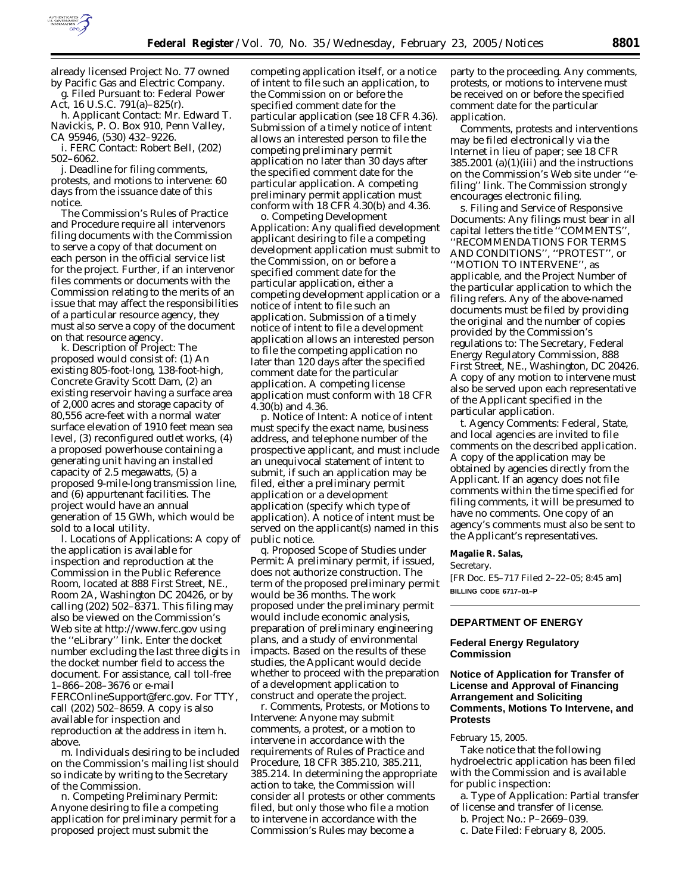already licensed Project No. 77 owned by Pacific Gas and Electric Company.

g. *Filed Pursuant to:* Federal Power Act, 16 U.S.C. 791(a)–825(r).

h. *Applicant Contact:* Mr. Edward T. Navickis, P. O. Box 910, Penn Valley, CA 95946, (530) 432–9226.

i. *FERC Contact:* Robert Bell, (202) 502–6062.

j. *Deadline for filing comments, protests, and motions to intervene:* 60 days from the issuance date of this notice.

The Commission's Rules of Practice and Procedure require all intervenors filing documents with the Commission to serve a copy of that document on each person in the official service list for the project. Further, if an intervenor files comments or documents with the Commission relating to the merits of an issue that may affect the responsibilities of a particular resource agency, they must also serve a copy of the document on that resource agency.

k. *Description of Project:* The proposed would consist of: (1) An existing 805-foot-long, 138-foot-high, Concrete Gravity Scott Dam, (2) an existing reservoir having a surface area of 2,000 acres and storage capacity of 80,556 acre-feet with a normal water surface elevation of 1910 feet mean sea level, (3) reconfigured outlet works, (4) a proposed powerhouse containing a generating unit having an installed capacity of 2.5 megawatts, (5) a proposed 9-mile-long transmission line, and (6) appurtenant facilities. The project would have an annual generation of 15 GWh, which would be sold to a local utility.

l. *Locations of Applications:* A copy of the application is available for inspection and reproduction at the Commission in the Public Reference Room, located at 888 First Street, NE., Room 2A, Washington DC 20426, or by calling (202) 502–8371. This filing may also be viewed on the Commission's Web site at http://www.ferc.gov using the "eLibrary" link. Enter the docket number excluding the last three digits in the docket number field to access the document. For assistance, call toll-free 1–866–208–3676 or e-mail FERCOnlineSupport@ferc.gov. For TTY, call (202) 502–8659. A copy is also available for inspection and reproduction at the address in item h. above.

m. Individuals desiring to be included on the Commission's mailing list should so indicate by writing to the Secretary of the Commission.

n. *Competing Preliminary Permit:* Anyone desiring to file a competing application for preliminary permit for a proposed project must submit the competing application itself, or a notice of intent to file such an application, to the Commission on or before the specified comment date for the particular application (see 18 CFR 4.36). Submission of a timely notice of intent allows an interested person to file the competing preliminary permit application no later than 30 days after the specified comment date for the particular application. A competing preliminary permit application must conform with 18 CFR 4.30(b) and 4.36.

o. *Competing Development Application:* Any qualified development applicant desiring to file a competing development application must submit to the Commission, on or before a specified comment date for the particular application, either a competing development application or a notice of intent to file such an application. Submission of a timely notice of intent to file a development application allows an interested person to file the competing application no later than 120 days after the specified comment date for the particular application. A competing license application must conform with 18 CFR 4.30(b) and 4.36.

p. *Notice of Intent:* A notice of intent must specify the exact name, business address, and telephone number of the prospective applicant, and must include an unequivocal statement of intent to submit, if such an application may be filed, either a preliminary permit application or a development application (specify which type of application). A notice of intent must be served on the applicant(s) named in this public notice.

q. *Proposed Scope of Studies under Permit:* A preliminary permit, if issued, does not authorize construction. The term of the proposed preliminary permit would be 36 months. The work proposed under the preliminary permit would include economic analysis, preparation of preliminary engineering plans, and a study of environmental impacts. Based on the results of these studies, the Applicant would decide whether to proceed with the preparation of a development application to construct and operate the project.

r. *Comments, Protests, or Motions to Intervene:* Anyone may submit comments, a protest, or a motion to intervene in accordance with the requirements of Rules of Practice and Procedure, 18 CFR 385.210, 385.211, 385.214. In determining the appropriate action to take, the Commission will consider all protests or other comments filed, but only those who file a motion to intervene in accordance with the Commission's Rules may become a party to the proceeding. Any comments, protests, or motions to intervene must be received on or before the specified comment date for the particular application.

Comments, protests and interventions may be filed electronically via the Internet in lieu of paper; see 18 CFR 385.2001 (a)(1)(iii) and the instructions on the Commission's Web site under "e-filing" link. The Commission strongly encourages electronic filing.

s. *Filing and Service of Responsive Documents:* Any filings must bear in all capital letters the title "COMMENTS", "RECOMMENDATIONS FOR TERMS AND CONDITIONS", "PROTEST", or "MOTION TO INTERVENE", as applicable, and the Project Number of the particular application to which the filing refers. Any of the above-named documents must be filed by providing the original and the number of copies provided by the Commission's regulations to: The Secretary, Federal Energy Regulatory Commission, 888 First Street, NE., Washington, DC 20426. A copy of any motion to intervene must also be served upon each representative of the Applicant specified in the particular application.

t. *Agency Comments:* Federal, State, and local agencies are invited to file comments on the described application. A copy of the application may be obtained by agencies directly from the Applicant. If an agency does not file comments within the time specified for filing comments, it will be presumed to have no comments. One copy of an agency's comments must also be sent to the Applicant's representatives.

**Magalie R. Salas,**

*Secretary.*

[FR Doc. E5–717 Filed 2–22–05; 8:45 am]

**BILLING CODE 6717–01–P**

---

## DEPARTMENT OF ENERGY

### Federal Energy Regulatory Commission

### Notice of Application for Transfer of License and Approval of Financing Arrangement and Soliciting Comments, Motions To Intervene, and Protests

February 15, 2005.

Take notice that the following hydroelectric application has been filed with the Commission and is available for public inspection:

a. *Type of Application:* Partial transfer of license and transfer of license.

b. *Project No.:* P–2669–039.

c. *Date Filed:* February 8, 2005.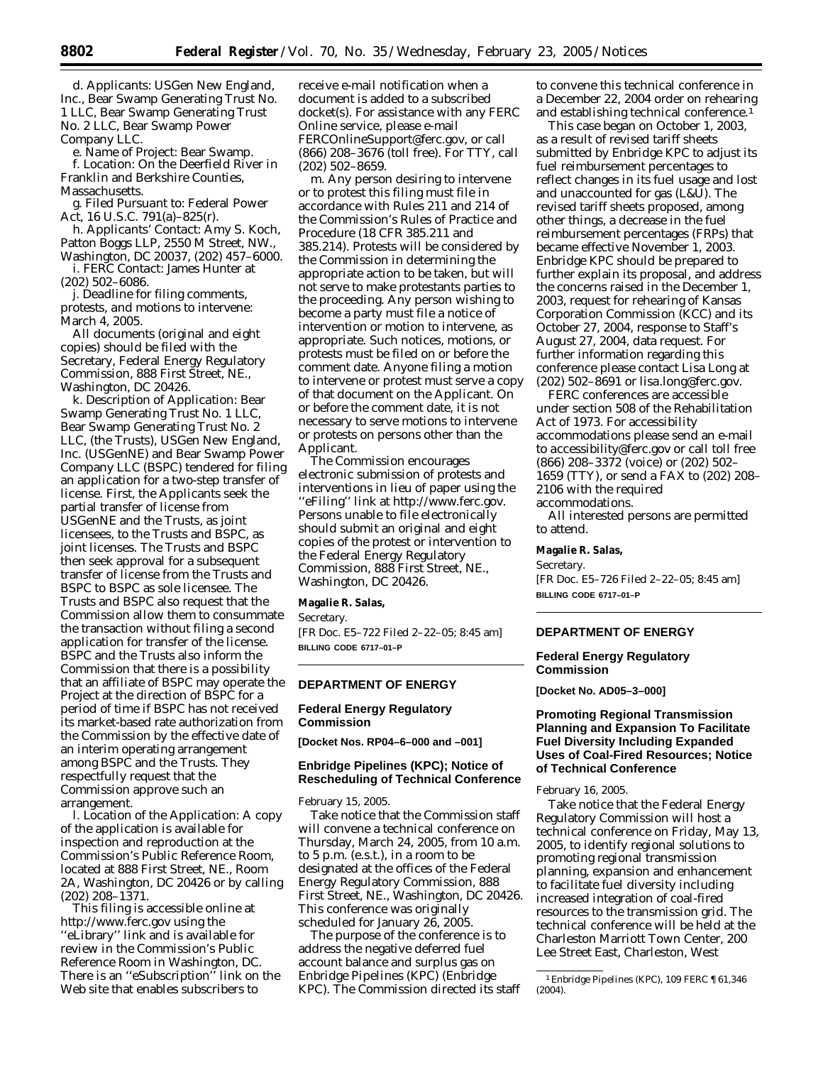d. Applicants: USGen New England, Inc., Bear Swamp Generating Trust No. 1 LLC, Bear Swamp Generating Trust No. 2 LLC, Bear Swamp Power Company LLC.

e. Name of Project: Bear Swamp.

f. Location: On the Deerfield River in Franklin and Berkshire Counties, Massachusetts.

g. Filed Pursuant to: Federal Power Act, 16 U.S.C. 791(a)–825(r).

h. Applicants' Contact: Amy S. Koch, Patton Boggs LLP, 2550 M Street, NW., Washington, DC 20037, (202) 457–6000.

i. FERC Contact: James Hunter at (202) 502–6086.

j. Deadline for filing comments, protests, and motions to intervene: March 4, 2005.

All documents (original and eight copies) should be filed with the Secretary, Federal Energy Regulatory Commission, 888 First Street, NE., Washington, DC 20426.

k. Description of Application: Bear Swamp Generating Trust No. 1 LLC, Bear Swamp Generating Trust No. 2 LLC, (the Trusts), USGen New England, Inc. (USGenNE) and Bear Swamp Power Company LLC (BSPC) tendered for filing an application for a two-step transfer of license. First, the Applicants seek the partial transfer of license from USGenNE and the Trusts, as joint licensees, to the Trusts and BSPC, as joint licenses. The Trusts and BSPC then seek approval for a subsequent transfer of license from the Trusts and BSPC to BSPC as sole licensee. The Trusts and BSPC also request that the Commission allow them to consummate the transaction without filing a second application for transfer of the license. BSPC and the Trusts also inform the Commission that there is a possibility that an affiliate of BSPC may operate the Project at the direction of BSPC for a period of time if BSPC has not received its market-based rate authorization from the Commission by the effective date of an interim operating arrangement among BSPC and the Trusts. They respectfully request that the Commission approve such an arrangement.

l. Location of the Application: A copy of the application is available for inspection and reproduction at the Commission's Public Reference Room, located at 888 First Street, NE., Room 2A, Washington, DC 20426 or by calling (202) 208–1371.

This filing is accessible online at http://www.ferc.gov using the "eLibrary" link and is available for review in the Commission's Public Reference Room in Washington, DC. There is an "eSubscription" link on the Web site that enables subscribers to receive e-mail notification when a document is added to a subscribed docket(s). For assistance with any FERC Online service, please e-mail FERCOnlineSupport@ferc.gov, or call (866) 208–3676 (toll free). For TTY, call (202) 502–8659.

m. Any person desiring to intervene or to protest this filing must file in accordance with Rules 211 and 214 of the Commission's Rules of Practice and Procedure (18 CFR 385.211 and 385.214). Protests will be considered by the Commission in determining the appropriate action to be taken, but will not serve to make protestants parties to the proceeding. Any person wishing to become a party must file a notice of intervention or motion to intervene, as appropriate. Such notices, motions, or protests must be filed on or before the comment date. Anyone filing a motion to intervene or protest must serve a copy of that document on the Applicant. On or before the comment date, it is not necessary to serve motions to intervene or protests on persons other than the Applicant.

The Commission encourages electronic submission of protests and interventions in lieu of paper using the "eFiling" link at http://www.ferc.gov. Persons unable to file electronically should submit an original and eight copies of the protest or intervention to the Federal Energy Regulatory Commission, 888 First Street, NE., Washington, DC 20426.

**Magalie R. Salas,**

*Secretary.*

[FR Doc. E5–722 Filed 2–22–05; 8:45 am]

**BILLING CODE 6717–01–P**

## DEPARTMENT OF ENERGY

### Federal Energy Regulatory Commission

**[Docket Nos. RP04–6–000 and –001]**

### Enbridge Pipelines (KPC); Notice of Rescheduling of Technical Conference

February 15, 2005.

Take notice that the Commission staff will convene a technical conference on Thursday, March 24, 2005, from 10 a.m. to 5 p.m. (e.s.t.), in a room to be designated at the offices of the Federal Energy Regulatory Commission, 888 First Street, NE., Washington, DC 20426. This conference was originally scheduled for January 26, 2005.

The purpose of the conference is to address the negative deferred fuel account balance and surplus gas on Enbridge Pipelines (KPC) (Enbridge KPC). The Commission directed its staff to convene this technical conference in a December 22, 2004 order on rehearing and establishing technical conference.[1]

This case began on October 1, 2003, as a result of revised tariff sheets submitted by Enbridge KPC to adjust its fuel reimbursement percentages to reflect changes in its fuel usage and lost and unaccounted for gas (L&U). The revised tariff sheets proposed, among other things, a decrease in the fuel reimbursement percentages (FRPs) that became effective November 1, 2003. Enbridge KPC should be prepared to further explain its proposal, and address the concerns raised in the December 1, 2003, request for rehearing of Kansas Corporation Commission (KCC) and its October 27, 2004, response to Staff's August 27, 2004, data request. For further information regarding this conference please contact Lisa Long at (202) 502–8691 or lisa.long@ferc.gov.

FERC conferences are accessible under section 508 of the Rehabilitation Act of 1973. For accessibility accommodations please send an e-mail to accessibility@ferc.gov or call toll free (866) 208–3372 (voice) or (202) 502–1659 (TTY), or send a FAX to (202) 208–2106 with the required accommodations.

All interested persons are permitted to attend.

**Magalie R. Salas,**

*Secretary.*

[FR Doc. E5–726 Filed 2–22–05; 8:45 am]

**BILLING CODE 6717–01–P**

[1] Enbridge Pipelines (KPC), 109 FERC ¶ 61,346 (2004).

## DEPARTMENT OF ENERGY

### Federal Energy Regulatory Commission

**[Docket No. AD05–3–000]**

### Promoting Regional Transmission Planning and Expansion To Facilitate Fuel Diversity Including Expanded Uses of Coal-Fired Resources; Notice of Technical Conference

February 16, 2005.

Take notice that the Federal Energy Regulatory Commission will host a technical conference on Friday, May 13, 2005, to identify regional solutions to promoting regional transmission planning, expansion and enhancement to facilitate fuel diversity including increased integration of coal-fired resources to the transmission grid. The technical conference will be held at the Charleston Marriott Town Center, 200 Lee Street East, Charleston, West